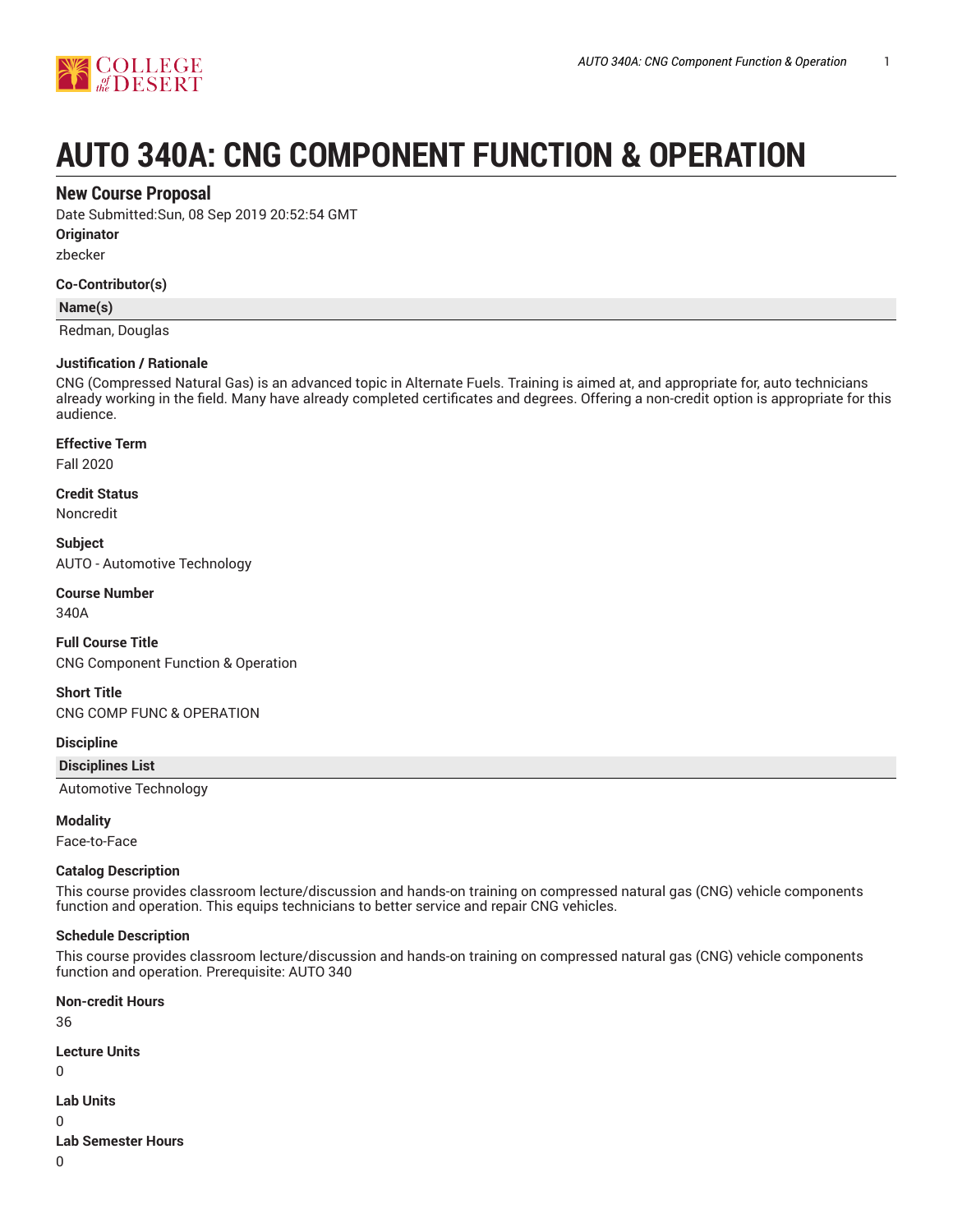# AUTO 340A: CNG COMPONENT FUNCTION & OPERATION

## New Course Proposal

Date Submitted:Sun, 08 Sep 2019 20:52:54 GMT

**Originator**

zbecker

**Co-Contributor(s)**

| Name(s) |
| --- |
| Redman, Douglas |

**Justification / Rationale**

CNG (Compressed Natural Gas) is an advanced topic in Alternate Fuels. Training is aimed at, and appropriate for, auto technicians already working in the field. Many have already completed certificates and degrees. Offering a non-credit option is appropriate for this audience.

**Effective Term**

Fall 2020

**Credit Status**

Noncredit

**Subject**

AUTO - Automotive Technology

**Course Number**

340A

**Full Course Title**

CNG Component Function & Operation

**Short Title**

CNG COMP FUNC & OPERATION

**Discipline**

| Disciplines List |
| --- |
| Automotive Technology |

**Modality**

Face-to-Face

**Catalog Description**

This course provides classroom lecture/discussion and hands-on training on compressed natural gas (CNG) vehicle components function and operation. This equips technicians to better service and repair CNG vehicles.

**Schedule Description**

This course provides classroom lecture/discussion and hands-on training on compressed natural gas (CNG) vehicle components function and operation. Prerequisite: AUTO 340

**Non-credit Hours**

36

**Lecture Units**

0

**Lab Units**

0

**Lab Semester Hours**

0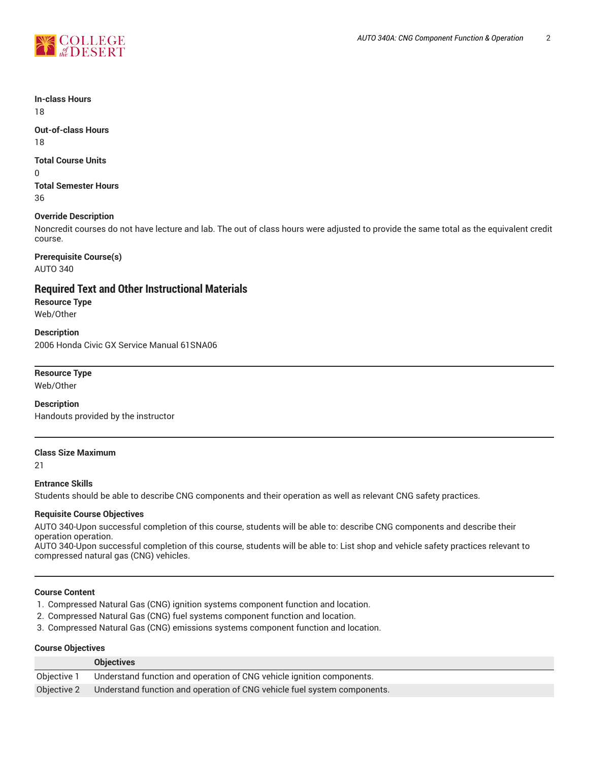**In-class Hours**
18

**Out-of-class Hours**
18

**Total Course Units**
0

**Total Semester Hours**
36

**Override Description**
Noncredit courses do not have lecture and lab. The out of class hours were adjusted to provide the same total as the equivalent credit course.

**Prerequisite Course(s)**
AUTO 340

## Required Text and Other Instructional Materials

**Resource Type**
Web/Other

**Description**
2006 Honda Civic GX Service Manual 61SNA06

---

**Resource Type**
Web/Other

**Description**
Handouts provided by the instructor

---

**Class Size Maximum**
21

**Entrance Skills**
Students should be able to describe CNG components and their operation as well as relevant CNG safety practices.

**Requisite Course Objectives**
AUTO 340-Upon successful completion of this course, students will be able to: describe CNG components and describe their operation operation.
AUTO 340-Upon successful completion of this course, students will be able to: List shop and vehicle safety practices relevant to compressed natural gas (CNG) vehicles.

---

**Course Content**

1. Compressed Natural Gas (CNG) ignition systems component function and location.
2. Compressed Natural Gas (CNG) fuel systems component function and location.
3. Compressed Natural Gas (CNG) emissions systems component function and location.

**Course Objectives**

| | Objectives |
|---|---|
| Objective 1 | Understand function and operation of CNG vehicle ignition components. |
| Objective 2 | Understand function and operation of CNG vehicle fuel system components. |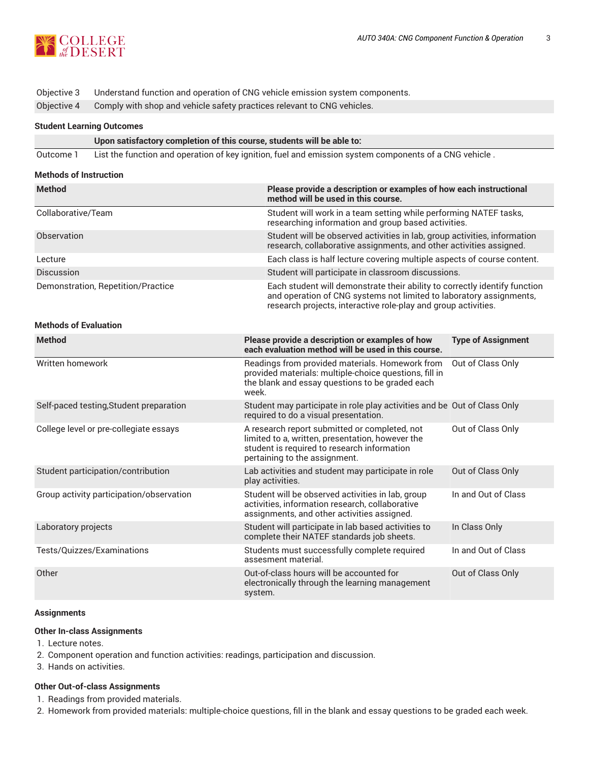| | |
|---|---|
| Objective 3 | Understand function and operation of CNG vehicle emission system components. |
| Objective 4 | Comply with shop and vehicle safety practices relevant to CNG vehicles. |

### Student Learning Outcomes

| | Upon satisfactory completion of this course, students will be able to: |
|---|---|
| Outcome 1 | List the function and operation of key ignition, fuel and emission system components of a CNG vehicle . |

### Methods of Instruction

| Method | Please provide a description or examples of how each instructional method will be used in this course. |
|---|---|
| Collaborative/Team | Student will work in a team setting while performing NATEF tasks, researching information and group based activities. |
| Observation | Student will be observed activities in lab, group activities, information research, collaborative assignments, and other activities assigned. |
| Lecture | Each class is half lecture covering multiple aspects of course content. |
| Discussion | Student will participate in classroom discussions. |
| Demonstration, Repetition/Practice | Each student will demonstrate their ability to correctly identify function and operation of CNG systems not limited to laboratory assignments, research projects, interactive role-play and group activities. |

### Methods of Evaluation

| Method | Please provide a description or examples of how each evaluation method will be used in this course. | Type of Assignment |
|---|---|---|
| Written homework | Readings from provided materials. Homework from provided materials: multiple-choice questions, fill in the blank and essay questions to be graded each week. | Out of Class Only |
| Self-paced testing,Student preparation | Student may participate in role play activities and be required to do a visual presentation. | Out of Class Only |
| College level or pre-collegiate essays | A research report submitted or completed, not limited to a, written, presentation, however the student is required to research information pertaining to the assignment. | Out of Class Only |
| Student participation/contribution | Lab activities and student may participate in role play activities. | Out of Class Only |
| Group activity participation/observation | Student will be observed activities in lab, group activities, information research, collaborative assignments, and other activities assigned. | In and Out of Class |
| Laboratory projects | Student will participate in lab based activities to complete their NATEF standards job sheets. | In Class Only |
| Tests/Quizzes/Examinations | Students must successfully complete required assesment material. | In and Out of Class |
| Other | Out-of-class hours will be accounted for electronically through the learning management system. | Out of Class Only |

### Assignments

#### Other In-class Assignments

1. Lecture notes.
2. Component operation and function activities: readings, participation and discussion.
3. Hands on activities.

#### Other Out-of-class Assignments

1. Readings from provided materials.
2. Homework from provided materials: multiple-choice questions, fill in the blank and essay questions to be graded each week.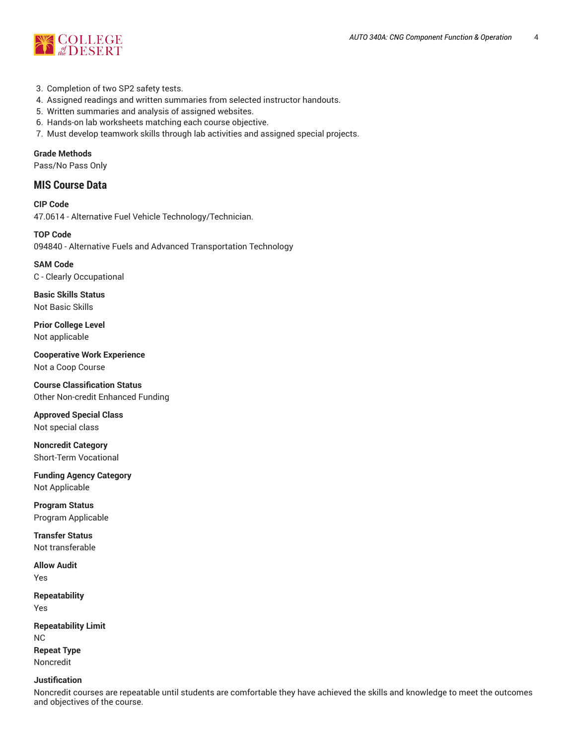3. Completion of two SP2 safety tests.
4. Assigned readings and written summaries from selected instructor handouts.
5. Written summaries and analysis of assigned websites.
6. Hands-on lab worksheets matching each course objective.
7. Must develop teamwork skills through lab activities and assigned special projects.

**Grade Methods**
Pass/No Pass Only

## MIS Course Data

**CIP Code**
47.0614 - Alternative Fuel Vehicle Technology/Technician.

**TOP Code**
094840 - Alternative Fuels and Advanced Transportation Technology

**SAM Code**
C - Clearly Occupational

**Basic Skills Status**
Not Basic Skills

**Prior College Level**
Not applicable

**Cooperative Work Experience**
Not a Coop Course

**Course Classification Status**
Other Non-credit Enhanced Funding

**Approved Special Class**
Not special class

**Noncredit Category**
Short-Term Vocational

**Funding Agency Category**
Not Applicable

**Program Status**
Program Applicable

**Transfer Status**
Not transferable

**Allow Audit**
Yes

**Repeatability**
Yes

**Repeatability Limit**
NC

**Repeat Type**
Noncredit

**Justification**
Noncredit courses are repeatable until students are comfortable they have achieved the skills and knowledge to meet the outcomes and objectives of the course.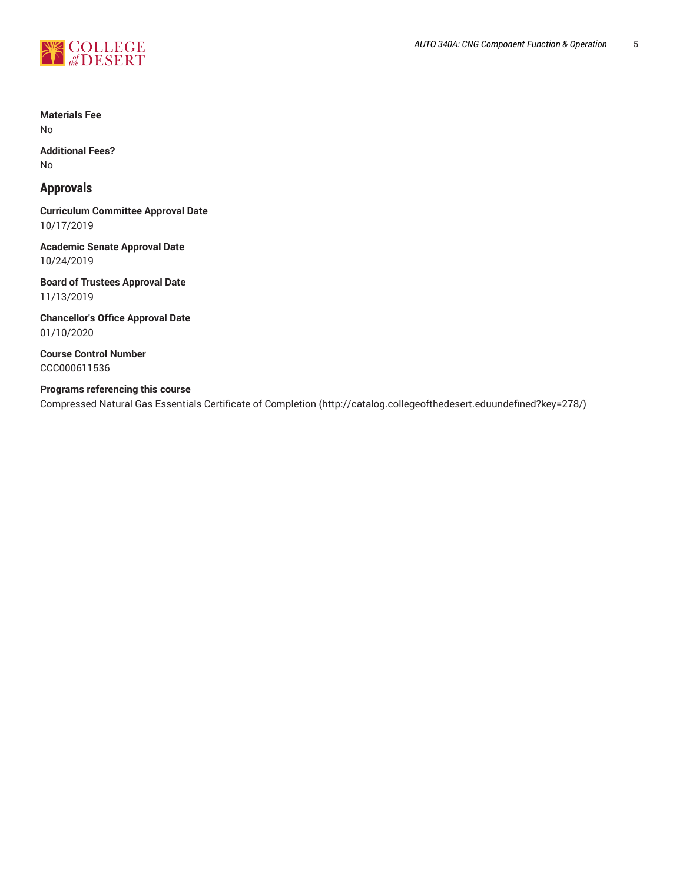**Materials Fee**
No

**Additional Fees?**
No

## Approvals

**Curriculum Committee Approval Date**
10/17/2019

**Academic Senate Approval Date**
10/24/2019

**Board of Trustees Approval Date**
11/13/2019

**Chancellor's Office Approval Date**
01/10/2020

**Course Control Number**
CCC000611536

**Programs referencing this course**
Compressed Natural Gas Essentials Certificate of Completion (http://catalog.collegeofthedesert.eduundefined?key=278/)